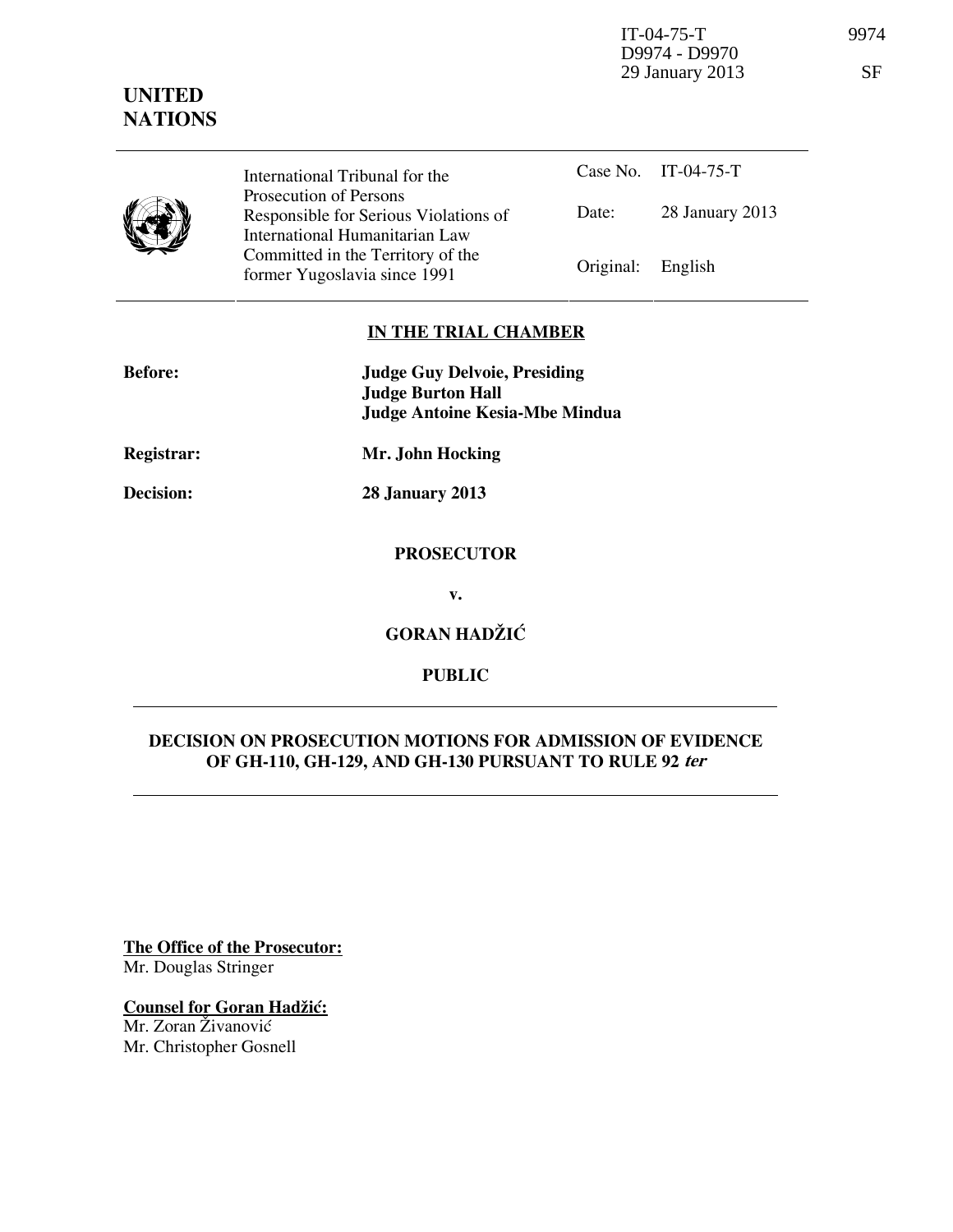IT-04-75-T 9974
D9974 - D9970
29 January 2013 SF

**UNITED NATIONS**

| International Tribunal for the Prosecution of Persons Responsible for Serious Violations of International Humanitarian Law Committed in the Territory of the former Yugoslavia since 1991 | Case No. | IT-04-75-T |
|---|---|---|
| | Date: | 28 January 2013 |
| | Original: | English |

**IN THE TRIAL CHAMBER**

**Before:** **Judge Guy Delvoie, Presiding**
**Judge Burton Hall**
**Judge Antoine Kesia-Mbe Mindua**

**Registrar:** **Mr. John Hocking**

**Decision:** **28 January 2013**

**PROSECUTOR**

**v.**

**GORAN HADŽIĆ**

**PUBLIC**

**DECISION ON PROSECUTION MOTIONS FOR ADMISSION OF EVIDENCE OF GH-110, GH-129, AND GH-130 PURSUANT TO RULE 92 *ter***

**The Office of the Prosecutor:**
Mr. Douglas Stringer

**Counsel for Goran Hadžić:**
Mr. Zoran Živanović
Mr. Christopher Gosnell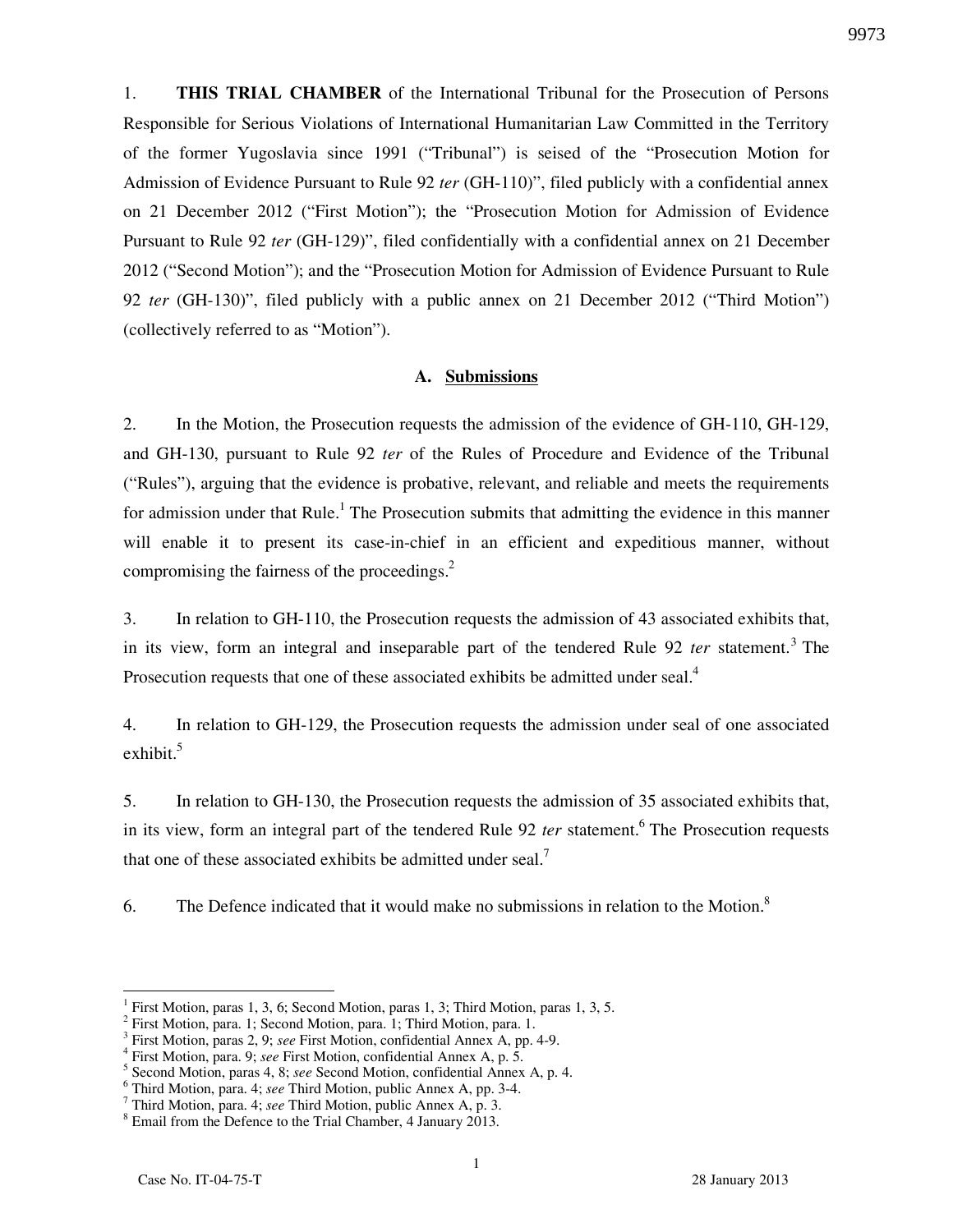1. **THIS TRIAL CHAMBER** of the International Tribunal for the Prosecution of Persons Responsible for Serious Violations of International Humanitarian Law Committed in the Territory of the former Yugoslavia since 1991 ("Tribunal") is seised of the "Prosecution Motion for Admission of Evidence Pursuant to Rule 92 *ter* (GH-110)", filed publicly with a confidential annex on 21 December 2012 ("First Motion"); the "Prosecution Motion for Admission of Evidence Pursuant to Rule 92 *ter* (GH-129)", filed confidentially with a confidential annex on 21 December 2012 ("Second Motion"); and the "Prosecution Motion for Admission of Evidence Pursuant to Rule 92 *ter* (GH-130)", filed publicly with a public annex on 21 December 2012 ("Third Motion") (collectively referred to as "Motion").

### A. Submissions

2. In the Motion, the Prosecution requests the admission of the evidence of GH-110, GH-129, and GH-130, pursuant to Rule 92 *ter* of the Rules of Procedure and Evidence of the Tribunal ("Rules"), arguing that the evidence is probative, relevant, and reliable and meets the requirements for admission under that Rule.[1] The Prosecution submits that admitting the evidence in this manner will enable it to present its case-in-chief in an efficient and expeditious manner, without compromising the fairness of the proceedings.[2]

3. In relation to GH-110, the Prosecution requests the admission of 43 associated exhibits that, in its view, form an integral and inseparable part of the tendered Rule 92 *ter* statement.[3] The Prosecution requests that one of these associated exhibits be admitted under seal.[4]

4. In relation to GH-129, the Prosecution requests the admission under seal of one associated exhibit.[5]

5. In relation to GH-130, the Prosecution requests the admission of 35 associated exhibits that, in its view, form an integral part of the tendered Rule 92 *ter* statement.[6] The Prosecution requests that one of these associated exhibits be admitted under seal.[7]

6. The Defence indicated that it would make no submissions in relation to the Motion.[8]

---

[1] First Motion, paras 1, 3, 6; Second Motion, paras 1, 3; Third Motion, paras 1, 3, 5.

[2] First Motion, para. 1; Second Motion, para. 1; Third Motion, para. 1.

[3] First Motion, paras 2, 9; *see* First Motion, confidential Annex A, pp. 4-9.

[4] First Motion, para. 9; *see* First Motion, confidential Annex A, p. 5.

[5] Second Motion, paras 4, 8; *see* Second Motion, confidential Annex A, p. 4.

[6] Third Motion, para. 4; *see* Third Motion, public Annex A, pp. 3-4.

[7] Third Motion, para. 4; *see* Third Motion, public Annex A, p. 3.

[8] Email from the Defence to the Trial Chamber, 4 January 2013.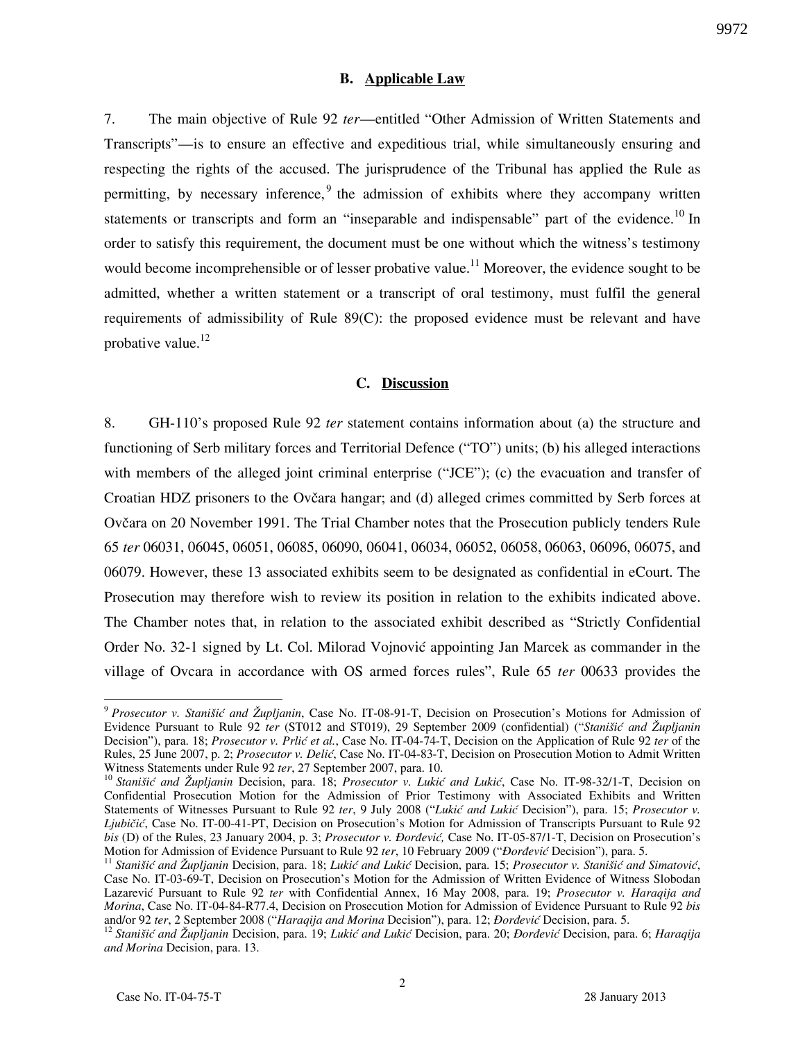## B. Applicable Law

7. The main objective of Rule 92 *ter*—entitled "Other Admission of Written Statements and Transcripts"—is to ensure an effective and expeditious trial, while simultaneously ensuring and respecting the rights of the accused. The jurisprudence of the Tribunal has applied the Rule as permitting, by necessary inference,[9] the admission of exhibits where they accompany written statements or transcripts and form an "inseparable and indispensable" part of the evidence.[10] In order to satisfy this requirement, the document must be one without which the witness's testimony would become incomprehensible or of lesser probative value.[11] Moreover, the evidence sought to be admitted, whether a written statement or a transcript of oral testimony, must fulfil the general requirements of admissibility of Rule 89(C): the proposed evidence must be relevant and have probative value.[12]

## C. Discussion

8. GH-110's proposed Rule 92 *ter* statement contains information about (a) the structure and functioning of Serb military forces and Territorial Defence ("TO") units; (b) his alleged interactions with members of the alleged joint criminal enterprise ("JCE"); (c) the evacuation and transfer of Croatian HDZ prisoners to the Ovčara hangar; and (d) alleged crimes committed by Serb forces at Ovčara on 20 November 1991. The Trial Chamber notes that the Prosecution publicly tenders Rule 65 *ter* 06031, 06045, 06051, 06085, 06090, 06041, 06034, 06052, 06058, 06063, 06096, 06075, and 06079. However, these 13 associated exhibits seem to be designated as confidential in eCourt. The Prosecution may therefore wish to review its position in relation to the exhibits indicated above. The Chamber notes that, in relation to the associated exhibit described as "Strictly Confidential Order No. 32-1 signed by Lt. Col. Milorad Vojnović appointing Jan Marcek as commander in the village of Ovcara in accordance with OS armed forces rules", Rule 65 *ter* 00633 provides the

---

[9] *Prosecutor v. Stanišić and Župljanin*, Case No. IT-08-91-T, Decision on Prosecution's Motions for Admission of Evidence Pursuant to Rule 92 *ter* (ST012 and ST019), 29 September 2009 (confidential) ("*Stanišić and Župljanin* Decision"), para. 18; *Prosecutor v. Prlić et al.*, Case No. IT-04-74-T, Decision on the Application of Rule 92 *ter* of the Rules, 25 June 2007, p. 2; *Prosecutor v. Delić*, Case No. IT-04-83-T, Decision on Prosecution Motion to Admit Written Witness Statements under Rule 92 *ter*, 27 September 2007, para. 10.

[10] *Stanišić and Župljanin* Decision, para. 18; *Prosecutor v. Lukić and Lukić*, Case No. IT-98-32/1-T, Decision on Confidential Prosecution Motion for the Admission of Prior Testimony with Associated Exhibits and Written Statements of Witnesses Pursuant to Rule 92 *ter*, 9 July 2008 ("*Lukić and Lukić* Decision"), para. 15; *Prosecutor v. Ljubičić*, Case No. IT-00-41-PT, Decision on Prosecution's Motion for Admission of Transcripts Pursuant to Rule 92 *bis* (D) of the Rules, 23 January 2004, p. 3; *Prosecutor v. Đorđević,* Case No. IT-05-87/1-T, Decision on Prosecution's Motion for Admission of Evidence Pursuant to Rule 92 *ter*, 10 February 2009 ("*Đorđević* Decision"), para. 5.

[11] *Stanišić and Župljanin* Decision, para. 18; *Lukić and Lukić* Decision, para. 15; *Prosecutor v. Stanišić and Simatović*, Case No. IT-03-69-T, Decision on Prosecution's Motion for the Admission of Written Evidence of Witness Slobodan Lazarević Pursuant to Rule 92 *ter* with Confidential Annex, 16 May 2008, para. 19; *Prosecutor v. Haraqija and Morina*, Case No. IT-04-84-R77.4, Decision on Prosecution Motion for Admission of Evidence Pursuant to Rule 92 *bis* and/or 92 *ter*, 2 September 2008 ("*Haraqija and Morina* Decision"), para. 12; *Đorđević* Decision, para. 5.

[12] *Stanišić and Župljanin* Decision, para. 19; *Lukić and Lukić* Decision, para. 20; *Đorđević* Decision, para. 6; *Haraqija and Morina* Decision, para. 13.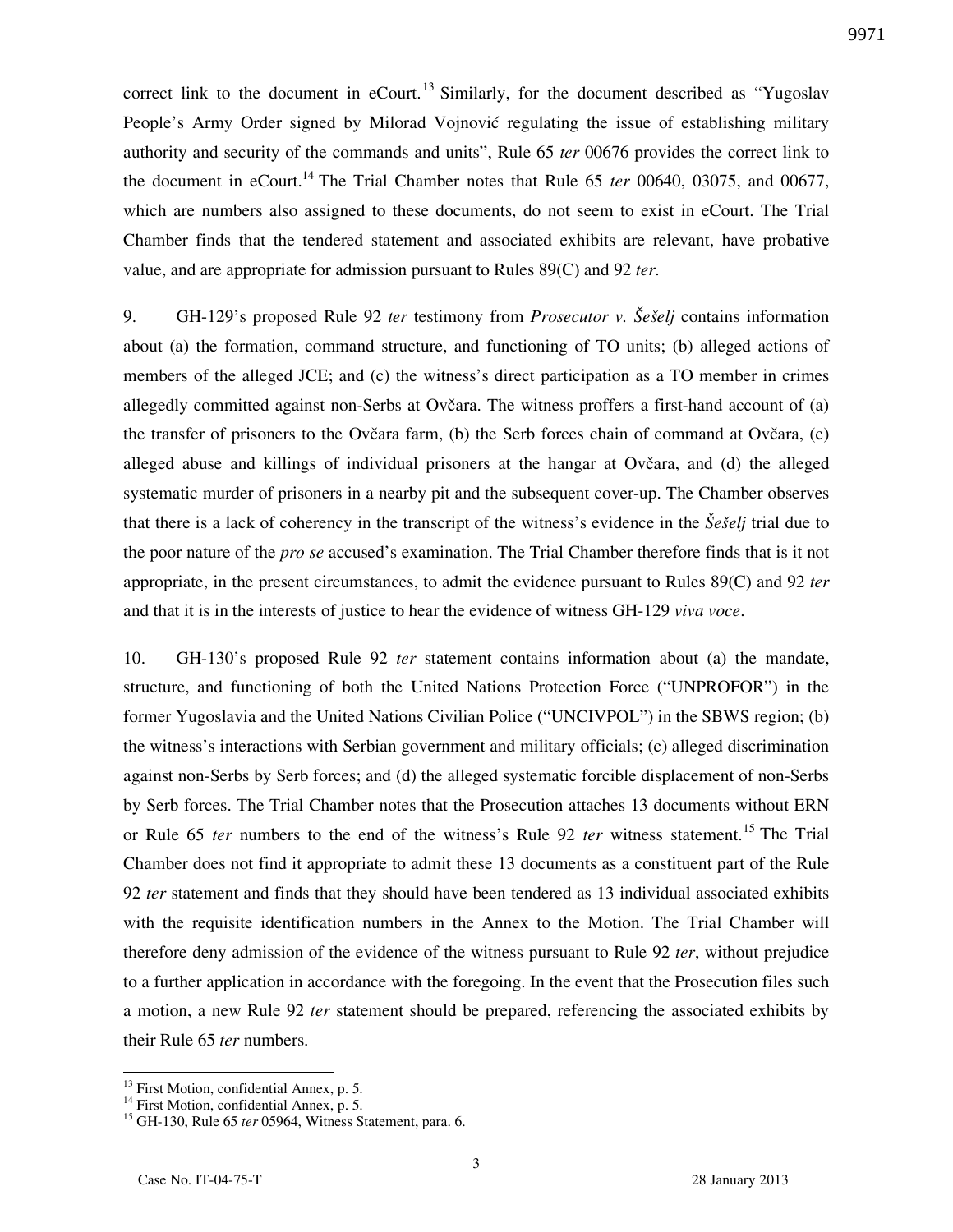correct link to the document in eCourt.[13] Similarly, for the document described as "Yugoslav People's Army Order signed by Milorad Vojnović regulating the issue of establishing military authority and security of the commands and units", Rule 65 *ter* 00676 provides the correct link to the document in eCourt.[14] The Trial Chamber notes that Rule 65 *ter* 00640, 03075, and 00677, which are numbers also assigned to these documents, do not seem to exist in eCourt. The Trial Chamber finds that the tendered statement and associated exhibits are relevant, have probative value, and are appropriate for admission pursuant to Rules 89(C) and 92 *ter*.

9. GH-129's proposed Rule 92 *ter* testimony from *Prosecutor v. Šešelj* contains information about (a) the formation, command structure, and functioning of TO units; (b) alleged actions of members of the alleged JCE; and (c) the witness's direct participation as a TO member in crimes allegedly committed against non-Serbs at Ovčara. The witness proffers a first-hand account of (a) the transfer of prisoners to the Ovčara farm, (b) the Serb forces chain of command at Ovčara, (c) alleged abuse and killings of individual prisoners at the hangar at Ovčara, and (d) the alleged systematic murder of prisoners in a nearby pit and the subsequent cover-up. The Chamber observes that there is a lack of coherency in the transcript of the witness's evidence in the *Šešelj* trial due to the poor nature of the *pro se* accused's examination. The Trial Chamber therefore finds that is it not appropriate, in the present circumstances, to admit the evidence pursuant to Rules 89(C) and 92 *ter* and that it is in the interests of justice to hear the evidence of witness GH-129 *viva voce*.

10. GH-130's proposed Rule 92 *ter* statement contains information about (a) the mandate, structure, and functioning of both the United Nations Protection Force ("UNPROFOR") in the former Yugoslavia and the United Nations Civilian Police ("UNCIVPOL") in the SBWS region; (b) the witness's interactions with Serbian government and military officials; (c) alleged discrimination against non-Serbs by Serb forces; and (d) the alleged systematic forcible displacement of non-Serbs by Serb forces. The Trial Chamber notes that the Prosecution attaches 13 documents without ERN or Rule 65 *ter* numbers to the end of the witness's Rule 92 *ter* witness statement.[15] The Trial Chamber does not find it appropriate to admit these 13 documents as a constituent part of the Rule 92 *ter* statement and finds that they should have been tendered as 13 individual associated exhibits with the requisite identification numbers in the Annex to the Motion. The Trial Chamber will therefore deny admission of the evidence of the witness pursuant to Rule 92 *ter*, without prejudice to a further application in accordance with the foregoing. In the event that the Prosecution files such a motion, a new Rule 92 *ter* statement should be prepared, referencing the associated exhibits by their Rule 65 *ter* numbers.

---

[13] First Motion, confidential Annex, p. 5.

[14] First Motion, confidential Annex, p. 5.

[15] GH-130, Rule 65 *ter* 05964, Witness Statement, para. 6.

Case No. IT-04-75-T 28 January 2013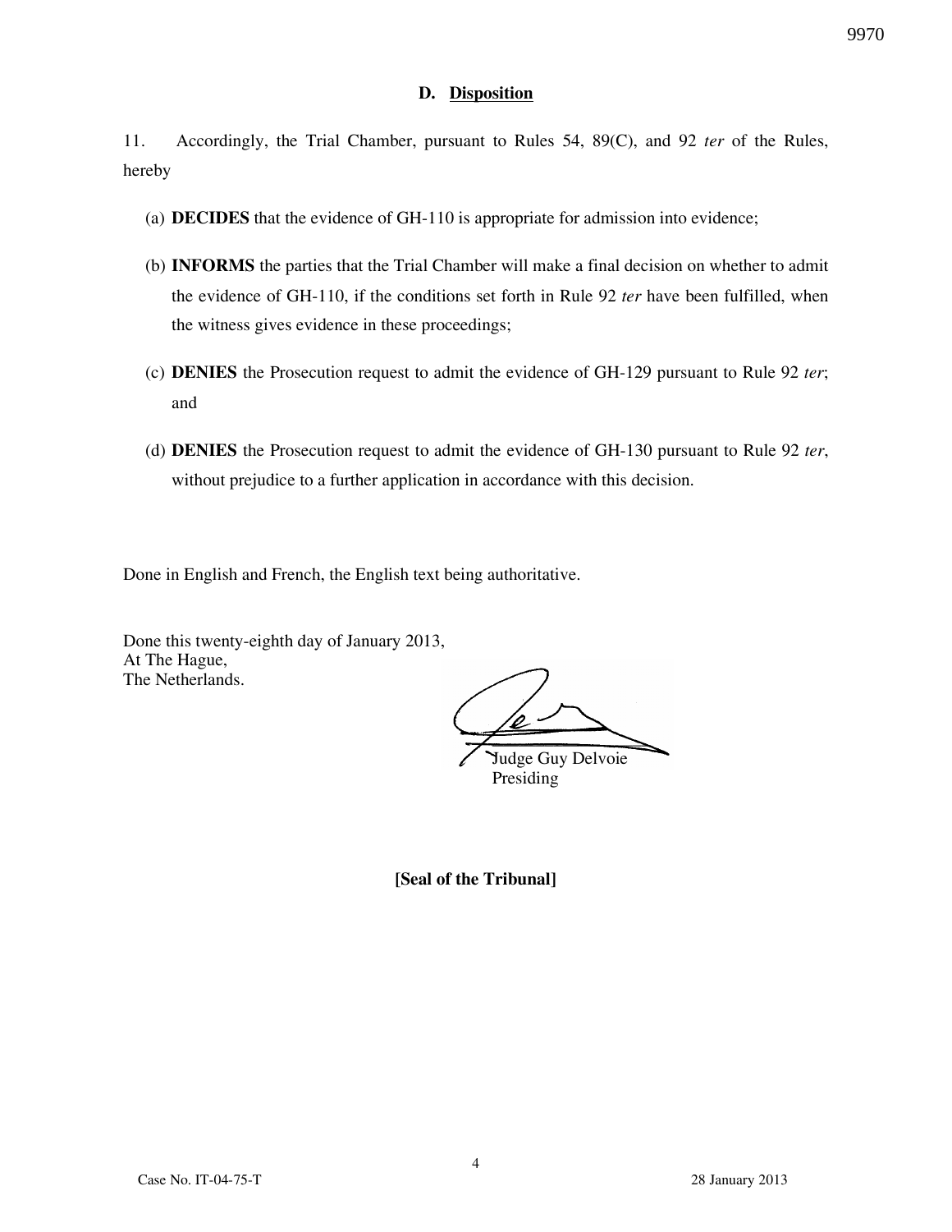## D. Disposition

11. Accordingly, the Trial Chamber, pursuant to Rules 54, 89(C), and 92 *ter* of the Rules, hereby

(a) **DECIDES** that the evidence of GH-110 is appropriate for admission into evidence;

(b) **INFORMS** the parties that the Trial Chamber will make a final decision on whether to admit the evidence of GH-110, if the conditions set forth in Rule 92 *ter* have been fulfilled, when the witness gives evidence in these proceedings;

(c) **DENIES** the Prosecution request to admit the evidence of GH-129 pursuant to Rule 92 *ter*; and

(d) **DENIES** the Prosecution request to admit the evidence of GH-130 pursuant to Rule 92 *ter*, without prejudice to a further application in accordance with this decision.

Done in English and French, the English text being authoritative.

Done this twenty-eighth day of January 2013,
At The Hague,
The Netherlands.

Judge Guy Delvoie
Presiding

**[Seal of the Tribunal]**